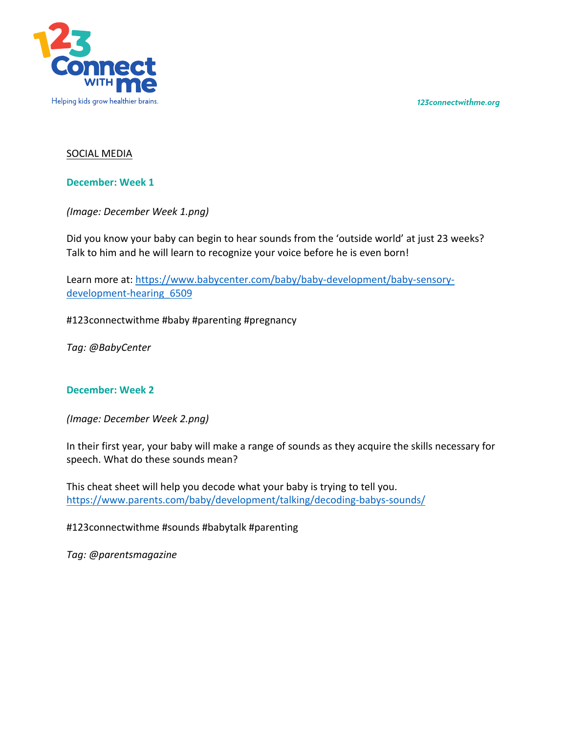123 Connect with me
Helping kids grow healthier brains.

*123connectwithme.org*

SOCIAL MEDIA

### December: Week 1

*(Image: December Week 1.png)*

Did you know your baby can begin to hear sounds from the 'outside world' at just 23 weeks? Talk to him and he will learn to recognize your voice before he is even born!

Learn more at: https://www.babycenter.com/baby/baby-development/baby-sensory-development-hearing_6509

#123connectwithme #baby #parenting #pregnancy

*Tag: @BabyCenter*

### December: Week 2

*(Image: December Week 2.png)*

In their first year, your baby will make a range of sounds as they acquire the skills necessary for speech. What do these sounds mean?

This cheat sheet will help you decode what your baby is trying to tell you. https://www.parents.com/baby/development/talking/decoding-babys-sounds/

#123connectwithme #sounds #babytalk #parenting

*Tag: @parentsmagazine*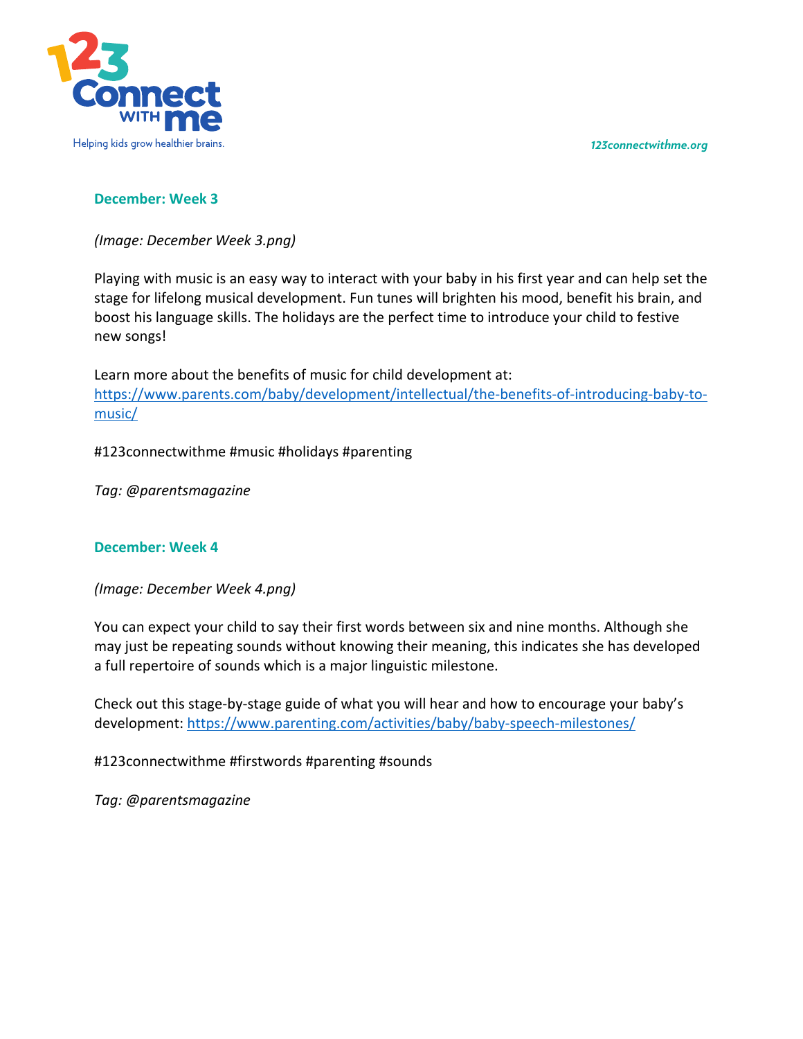### December: Week 3

*(Image: December Week 3.png)*

Playing with music is an easy way to interact with your baby in his first year and can help set the stage for lifelong musical development. Fun tunes will brighten his mood, benefit his brain, and boost his language skills. The holidays are the perfect time to introduce your child to festive new songs!

Learn more about the benefits of music for child development at: https://www.parents.com/baby/development/intellectual/the-benefits-of-introducing-baby-to-music/

#123connectwithme #music #holidays #parenting

*Tag: @parentsmagazine*

### December: Week 4

*(Image: December Week 4.png)*

You can expect your child to say their first words between six and nine months. Although she may just be repeating sounds without knowing their meaning, this indicates she has developed a full repertoire of sounds which is a major linguistic milestone.

Check out this stage-by-stage guide of what you will hear and how to encourage your baby's development: https://www.parenting.com/activities/baby/baby-speech-milestones/

#123connectwithme #firstwords #parenting #sounds

*Tag: @parentsmagazine*